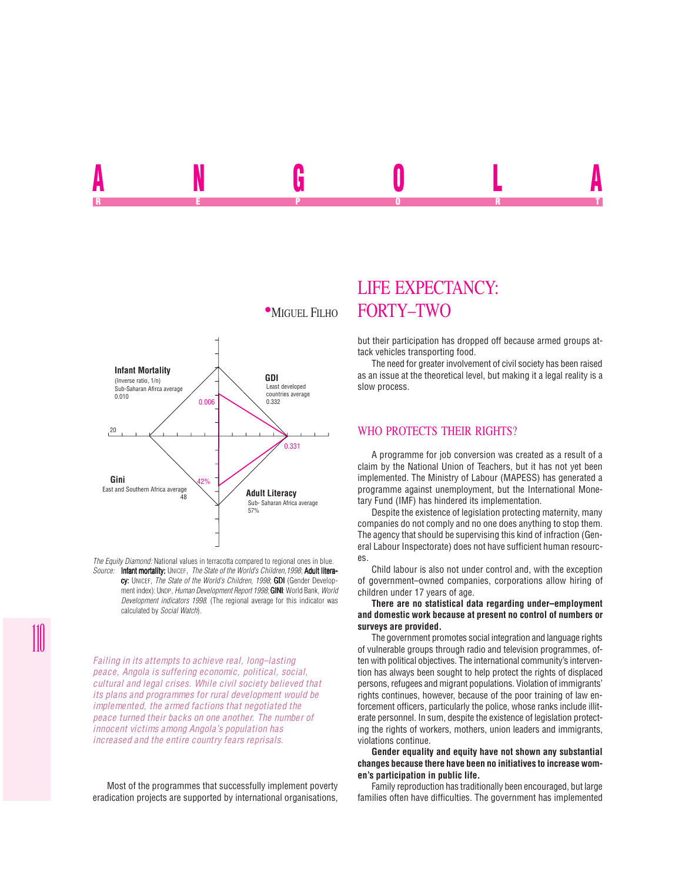# ANGOLA REPORT

## LIFE EXPECTANCY: FORTY–TWO

•Miguel Filho

Infant Mortality
(Inverse ratio, 1/n)
Sub-Saharan Afirca average
0.010

0.006

GDI
Least developed countries average
0.332

0.331

20

Gini
East and Southern Africa average
48

42%

Adult Literacy
Sub- Saharan Africa average
57%

*The Equity Diamond:* National values in terracotta compared to regional ones in blue.

*Source:* **Infant mortality:** UNICEF, *The State of the World's Children,1998*; **Adult literacy:** UNICEF, *The State of the World's Children, 1998*; **GDI** (Gender Development index): UNDP, *Human Development Report 1998*; **GINI**: World Bank, *World Development indicators 1998*. (The regional average for this indicator was calculated by *Social Watch*).

*Failing in its attempts to achieve real, long–lasting peace, Angola is suffering economic, political, social, cultural and legal crises. While civil society believed that its plans and programmes for rural development would be implemented, the armed factions that negotiated the peace turned their backs on one another. The number of innocent victims among Angola's population has increased and the entire country fears reprisals.*

Most of the programmes that successfully implement poverty eradication projects are supported by international organisations, but their participation has dropped off because armed groups attack vehicles transporting food.

The need for greater involvement of civil society has been raised as an issue at the theoretical level, but making it a legal reality is a slow process.

### WHO PROTECTS THEIR RIGHTS?

A programme for job conversion was created as a result of a claim by the National Union of Teachers, but it has not yet been implemented. The Ministry of Labour (MAPESS) has generated a programme against unemployment, but the International Monetary Fund (IMF) has hindered its implementation.

Despite the existence of legislation protecting maternity, many companies do not comply and no one does anything to stop them. The agency that should be supervising this kind of infraction (General Labour Inspectorate) does not have sufficient human resources.

Child labour is also not under control and, with the exception of government–owned companies, corporations allow hiring of children under 17 years of age.

**There are no statistical data regarding under–employment and domestic work because at present no control of numbers or surveys are provided.**

The government promotes social integration and language rights of vulnerable groups through radio and television programmes, often with political objectives. The international community's intervention has always been sought to help protect the rights of displaced persons, refugees and migrant populations. Violation of immigrants' rights continues, however, because of the poor training of law enforcement officers, particularly the police, whose ranks include illiterate personnel. In sum, despite the existence of legislation protecting the rights of workers, mothers, union leaders and immigrants, violations continue.

**Gender equality and equity have not shown any substantial changes because there have been no initiatives to increase women's participation in public life.**

Family reproduction has traditionally been encouraged, but large families often have difficulties. The government has implemented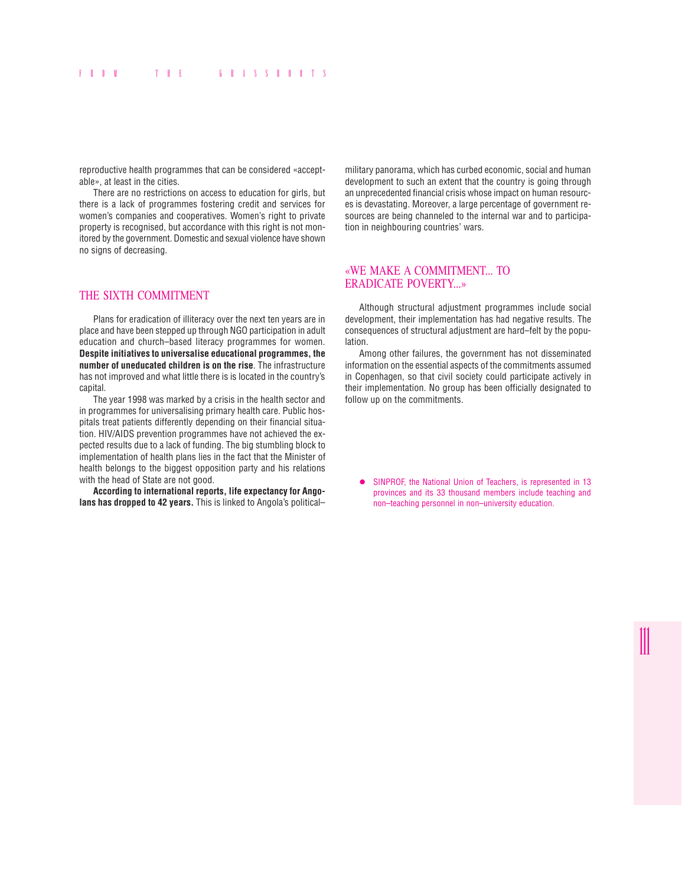reproductive health programmes that can be considered «acceptable», at least in the cities.

There are no restrictions on access to education for girls, but there is a lack of programmes fostering credit and services for women's companies and cooperatives. Women's right to private property is recognised, but accordance with this right is not monitored by the government. Domestic and sexual violence have shown no signs of decreasing.

## THE SIXTH COMMITMENT

Plans for eradication of illiteracy over the next ten years are in place and have been stepped up through NGO participation in adult education and church–based literacy programmes for women. **Despite initiatives to universalise educational programmes, the number of uneducated children is on the rise**. The infrastructure has not improved and what little there is is located in the country's capital.

The year 1998 was marked by a crisis in the health sector and in programmes for universalising primary health care. Public hospitals treat patients differently depending on their financial situation. HIV/AIDS prevention programmes have not achieved the expected results due to a lack of funding. The big stumbling block to implementation of health plans lies in the fact that the Minister of health belongs to the biggest opposition party and his relations with the head of State are not good.

**According to international reports, life expectancy for Angolans has dropped to 42 years.** This is linked to Angola's political–military panorama, which has curbed economic, social and human development to such an extent that the country is going through an unprecedented financial crisis whose impact on human resources is devastating. Moreover, a large percentage of government resources are being channeled to the internal war and to participation in neighbouring countries' wars.

## «WE MAKE A COMMITMENT... TO ERADICATE POVERTY...»

Although structural adjustment programmes include social development, their implementation has had negative results. The consequences of structural adjustment are hard–felt by the population.

Among other failures, the government has not disseminated information on the essential aspects of the commitments assumed in Copenhagen, so that civil society could participate actively in their implementation. No group has been officially designated to follow up on the commitments.

- SINPROF, the National Union of Teachers, is represented in 13 provinces and its 33 thousand members include teaching and non–teaching personnel in non–university education.